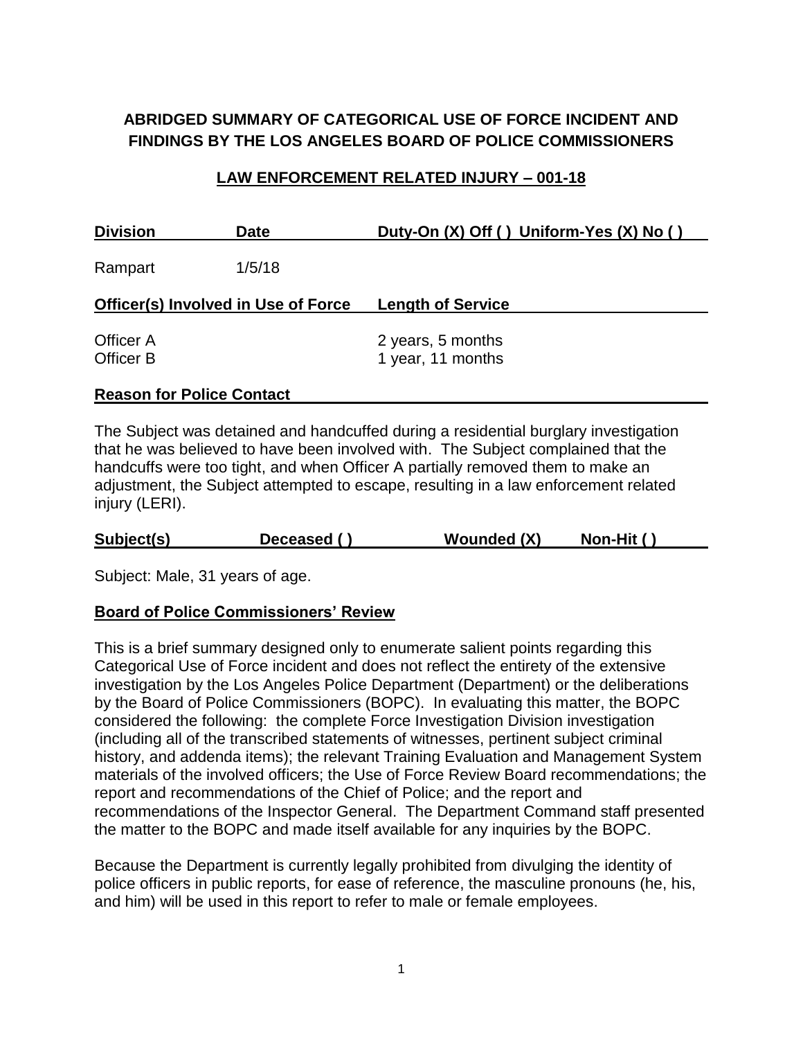# ABRIDGED SUMMARY OF CATEGORICAL USE OF FORCE INCIDENT AND FINDINGS BY THE LOS ANGELES BOARD OF POLICE COMMISSIONERS

## LAW ENFORCEMENT RELATED INJURY – 001-18

| Division | Date | Duty-On (X) Off ( ) Uniform-Yes (X) No ( ) |
|---|---|---|
| Rampart | 1/5/18 | |

| Officer(s) Involved in Use of Force | Length of Service |
|---|---|
| Officer A | 2 years, 5 months |
| Officer B | 1 year, 11 months |

**Reason for Police Contact**

The Subject was detained and handcuffed during a residential burglary investigation that he was believed to have been involved with. The Subject complained that the handcuffs were too tight, and when Officer A partially removed them to make an adjustment, the Subject attempted to escape, resulting in a law enforcement related injury (LERI).

| Subject(s) | Deceased ( ) | Wounded (X) | Non-Hit ( ) |
|---|---|---|---|

Subject: Male, 31 years of age.

**Board of Police Commissioners' Review**

This is a brief summary designed only to enumerate salient points regarding this Categorical Use of Force incident and does not reflect the entirety of the extensive investigation by the Los Angeles Police Department (Department) or the deliberations by the Board of Police Commissioners (BOPC). In evaluating this matter, the BOPC considered the following: the complete Force Investigation Division investigation (including all of the transcribed statements of witnesses, pertinent subject criminal history, and addenda items); the relevant Training Evaluation and Management System materials of the involved officers; the Use of Force Review Board recommendations; the report and recommendations of the Chief of Police; and the report and recommendations of the Inspector General. The Department Command staff presented the matter to the BOPC and made itself available for any inquiries by the BOPC.

Because the Department is currently legally prohibited from divulging the identity of police officers in public reports, for ease of reference, the masculine pronouns (he, his, and him) will be used in this report to refer to male or female employees.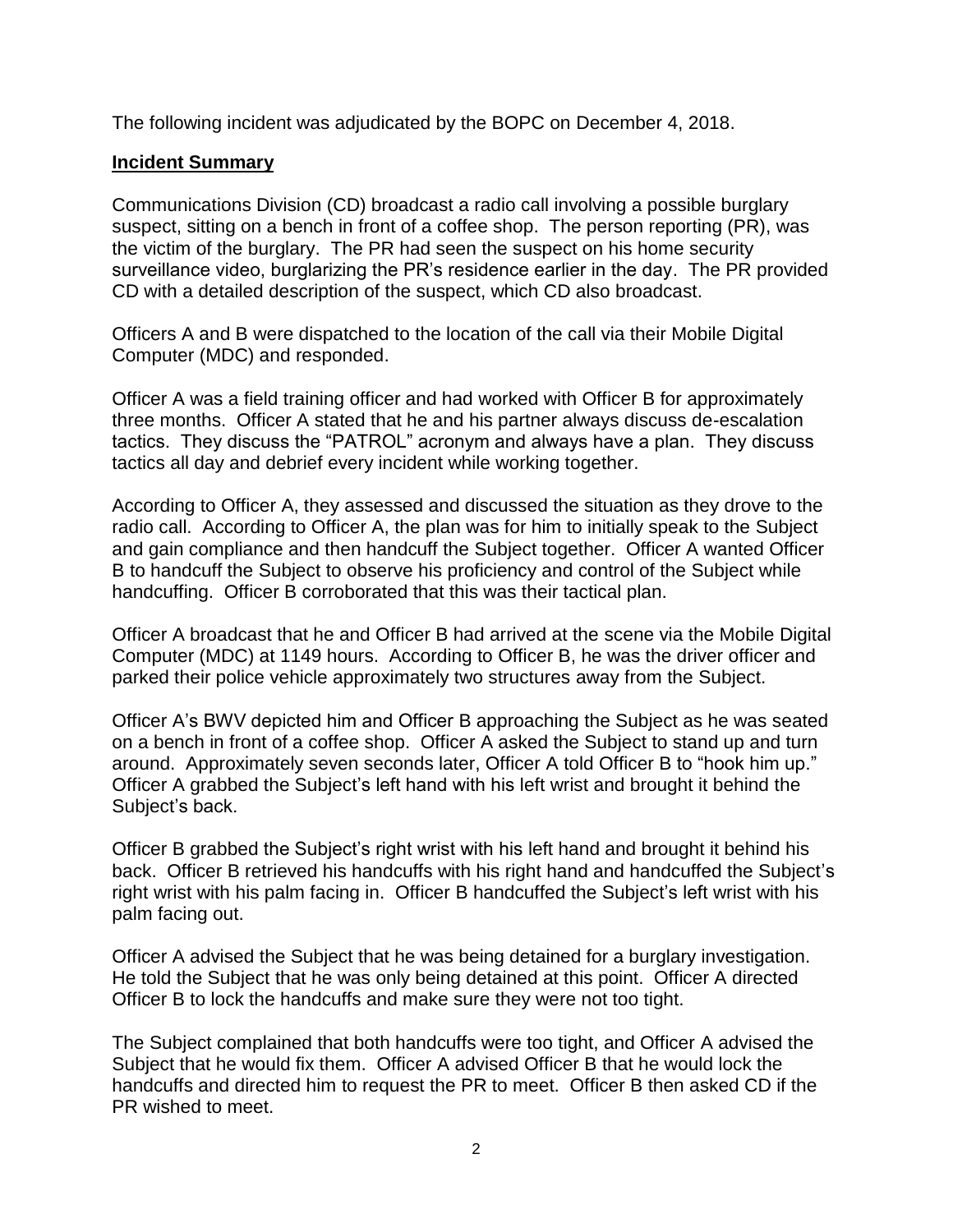The following incident was adjudicated by the BOPC on December 4, 2018.

**Incident Summary**

Communications Division (CD) broadcast a radio call involving a possible burglary suspect, sitting on a bench in front of a coffee shop. The person reporting (PR), was the victim of the burglary. The PR had seen the suspect on his home security surveillance video, burglarizing the PR's residence earlier in the day. The PR provided CD with a detailed description of the suspect, which CD also broadcast.

Officers A and B were dispatched to the location of the call via their Mobile Digital Computer (MDC) and responded.

Officer A was a field training officer and had worked with Officer B for approximately three months. Officer A stated that he and his partner always discuss de-escalation tactics. They discuss the "PATROL" acronym and always have a plan. They discuss tactics all day and debrief every incident while working together.

According to Officer A, they assessed and discussed the situation as they drove to the radio call. According to Officer A, the plan was for him to initially speak to the Subject and gain compliance and then handcuff the Subject together. Officer A wanted Officer B to handcuff the Subject to observe his proficiency and control of the Subject while handcuffing. Officer B corroborated that this was their tactical plan.

Officer A broadcast that he and Officer B had arrived at the scene via the Mobile Digital Computer (MDC) at 1149 hours. According to Officer B, he was the driver officer and parked their police vehicle approximately two structures away from the Subject.

Officer A's BWV depicted him and Officer B approaching the Subject as he was seated on a bench in front of a coffee shop. Officer A asked the Subject to stand up and turn around. Approximately seven seconds later, Officer A told Officer B to "hook him up." Officer A grabbed the Subject's left hand with his left wrist and brought it behind the Subject's back.

Officer B grabbed the Subject's right wrist with his left hand and brought it behind his back. Officer B retrieved his handcuffs with his right hand and handcuffed the Subject's right wrist with his palm facing in. Officer B handcuffed the Subject's left wrist with his palm facing out.

Officer A advised the Subject that he was being detained for a burglary investigation. He told the Subject that he was only being detained at this point. Officer A directed Officer B to lock the handcuffs and make sure they were not too tight.

The Subject complained that both handcuffs were too tight, and Officer A advised the Subject that he would fix them. Officer A advised Officer B that he would lock the handcuffs and directed him to request the PR to meet. Officer B then asked CD if the PR wished to meet.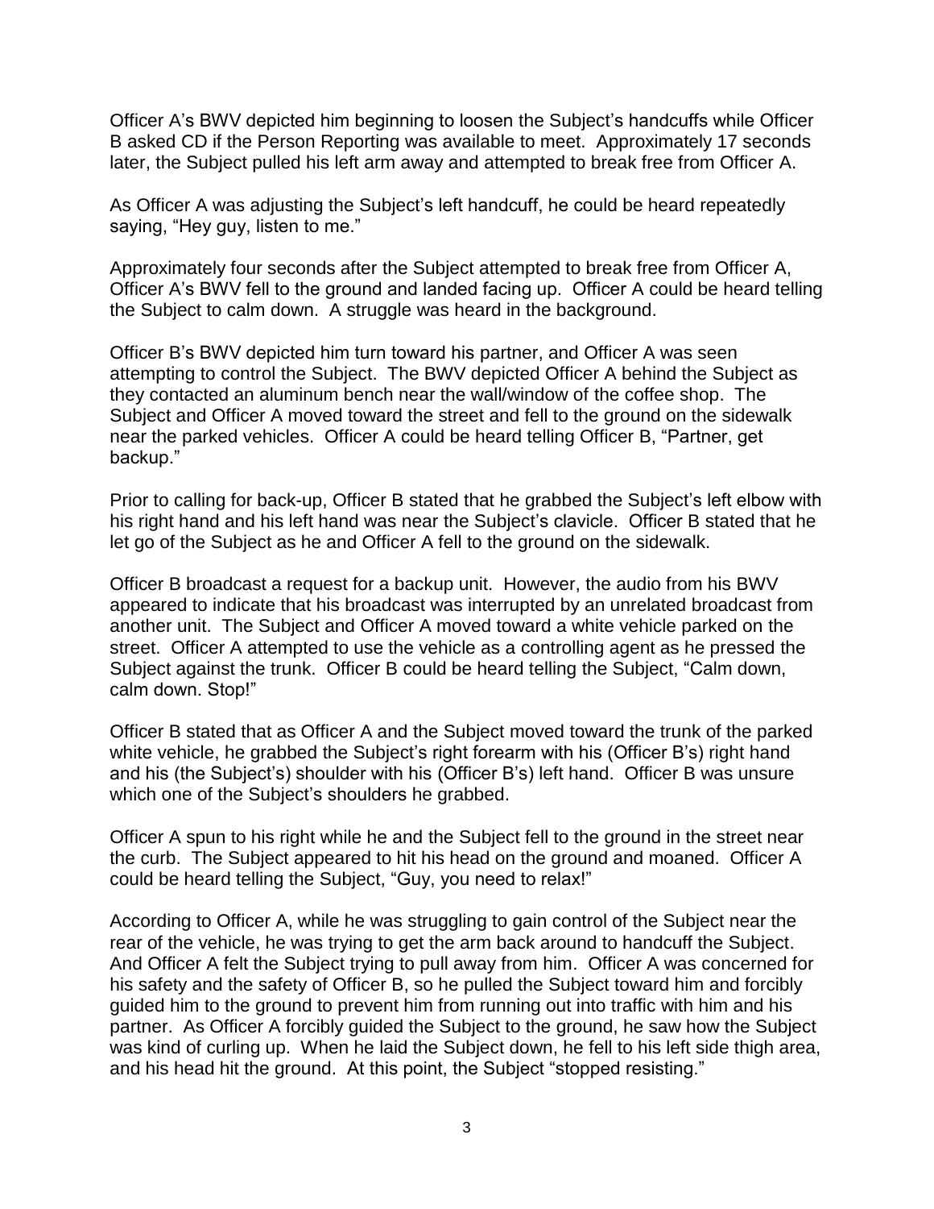Officer A's BWV depicted him beginning to loosen the Subject's handcuffs while Officer B asked CD if the Person Reporting was available to meet. Approximately 17 seconds later, the Subject pulled his left arm away and attempted to break free from Officer A.

As Officer A was adjusting the Subject's left handcuff, he could be heard repeatedly saying, "Hey guy, listen to me."

Approximately four seconds after the Subject attempted to break free from Officer A, Officer A's BWV fell to the ground and landed facing up. Officer A could be heard telling the Subject to calm down. A struggle was heard in the background.

Officer B's BWV depicted him turn toward his partner, and Officer A was seen attempting to control the Subject. The BWV depicted Officer A behind the Subject as they contacted an aluminum bench near the wall/window of the coffee shop. The Subject and Officer A moved toward the street and fell to the ground on the sidewalk near the parked vehicles. Officer A could be heard telling Officer B, "Partner, get backup."

Prior to calling for back-up, Officer B stated that he grabbed the Subject's left elbow with his right hand and his left hand was near the Subject's clavicle. Officer B stated that he let go of the Subject as he and Officer A fell to the ground on the sidewalk.

Officer B broadcast a request for a backup unit. However, the audio from his BWV appeared to indicate that his broadcast was interrupted by an unrelated broadcast from another unit. The Subject and Officer A moved toward a white vehicle parked on the street. Officer A attempted to use the vehicle as a controlling agent as he pressed the Subject against the trunk. Officer B could be heard telling the Subject, "Calm down, calm down. Stop!"

Officer B stated that as Officer A and the Subject moved toward the trunk of the parked white vehicle, he grabbed the Subject's right forearm with his (Officer B's) right hand and his (the Subject's) shoulder with his (Officer B's) left hand. Officer B was unsure which one of the Subject's shoulders he grabbed.

Officer A spun to his right while he and the Subject fell to the ground in the street near the curb. The Subject appeared to hit his head on the ground and moaned. Officer A could be heard telling the Subject, "Guy, you need to relax!"

According to Officer A, while he was struggling to gain control of the Subject near the rear of the vehicle, he was trying to get the arm back around to handcuff the Subject. And Officer A felt the Subject trying to pull away from him. Officer A was concerned for his safety and the safety of Officer B, so he pulled the Subject toward him and forcibly guided him to the ground to prevent him from running out into traffic with him and his partner. As Officer A forcibly guided the Subject to the ground, he saw how the Subject was kind of curling up. When he laid the Subject down, he fell to his left side thigh area, and his head hit the ground. At this point, the Subject "stopped resisting."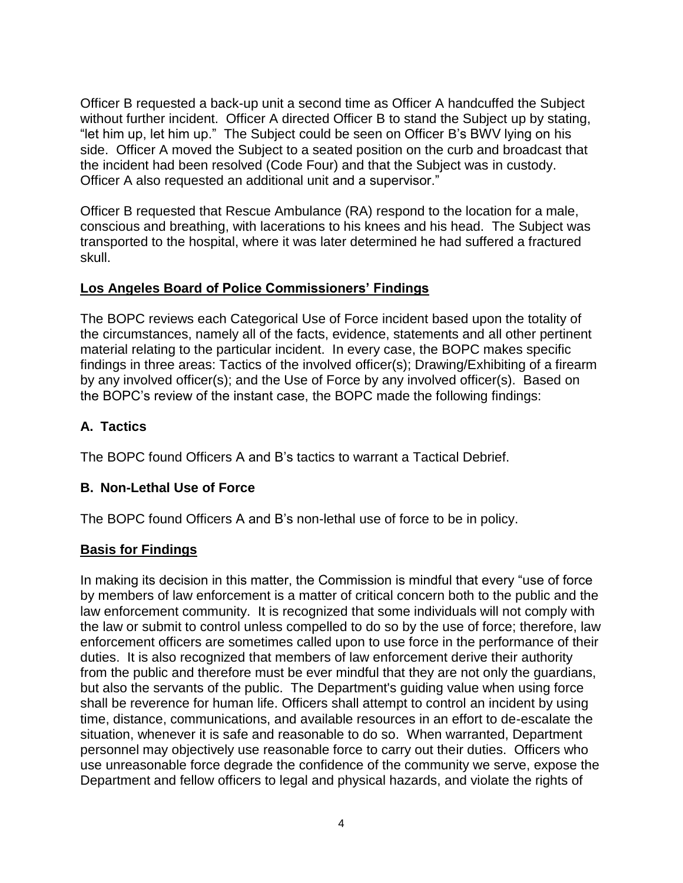Officer B requested a back-up unit a second time as Officer A handcuffed the Subject without further incident. Officer A directed Officer B to stand the Subject up by stating, "let him up, let him up." The Subject could be seen on Officer B's BWV lying on his side. Officer A moved the Subject to a seated position on the curb and broadcast that the incident had been resolved (Code Four) and that the Subject was in custody. Officer A also requested an additional unit and a supervisor."

Officer B requested that Rescue Ambulance (RA) respond to the location for a male, conscious and breathing, with lacerations to his knees and his head. The Subject was transported to the hospital, where it was later determined he had suffered a fractured skull.

## Los Angeles Board of Police Commissioners' Findings

The BOPC reviews each Categorical Use of Force incident based upon the totality of the circumstances, namely all of the facts, evidence, statements and all other pertinent material relating to the particular incident. In every case, the BOPC makes specific findings in three areas: Tactics of the involved officer(s); Drawing/Exhibiting of a firearm by any involved officer(s); and the Use of Force by any involved officer(s). Based on the BOPC's review of the instant case, the BOPC made the following findings:

### A. Tactics

The BOPC found Officers A and B's tactics to warrant a Tactical Debrief.

### B. Non-Lethal Use of Force

The BOPC found Officers A and B's non-lethal use of force to be in policy.

## Basis for Findings

In making its decision in this matter, the Commission is mindful that every "use of force by members of law enforcement is a matter of critical concern both to the public and the law enforcement community. It is recognized that some individuals will not comply with the law or submit to control unless compelled to do so by the use of force; therefore, law enforcement officers are sometimes called upon to use force in the performance of their duties. It is also recognized that members of law enforcement derive their authority from the public and therefore must be ever mindful that they are not only the guardians, but also the servants of the public. The Department's guiding value when using force shall be reverence for human life. Officers shall attempt to control an incident by using time, distance, communications, and available resources in an effort to de-escalate the situation, whenever it is safe and reasonable to do so. When warranted, Department personnel may objectively use reasonable force to carry out their duties. Officers who use unreasonable force degrade the confidence of the community we serve, expose the Department and fellow officers to legal and physical hazards, and violate the rights of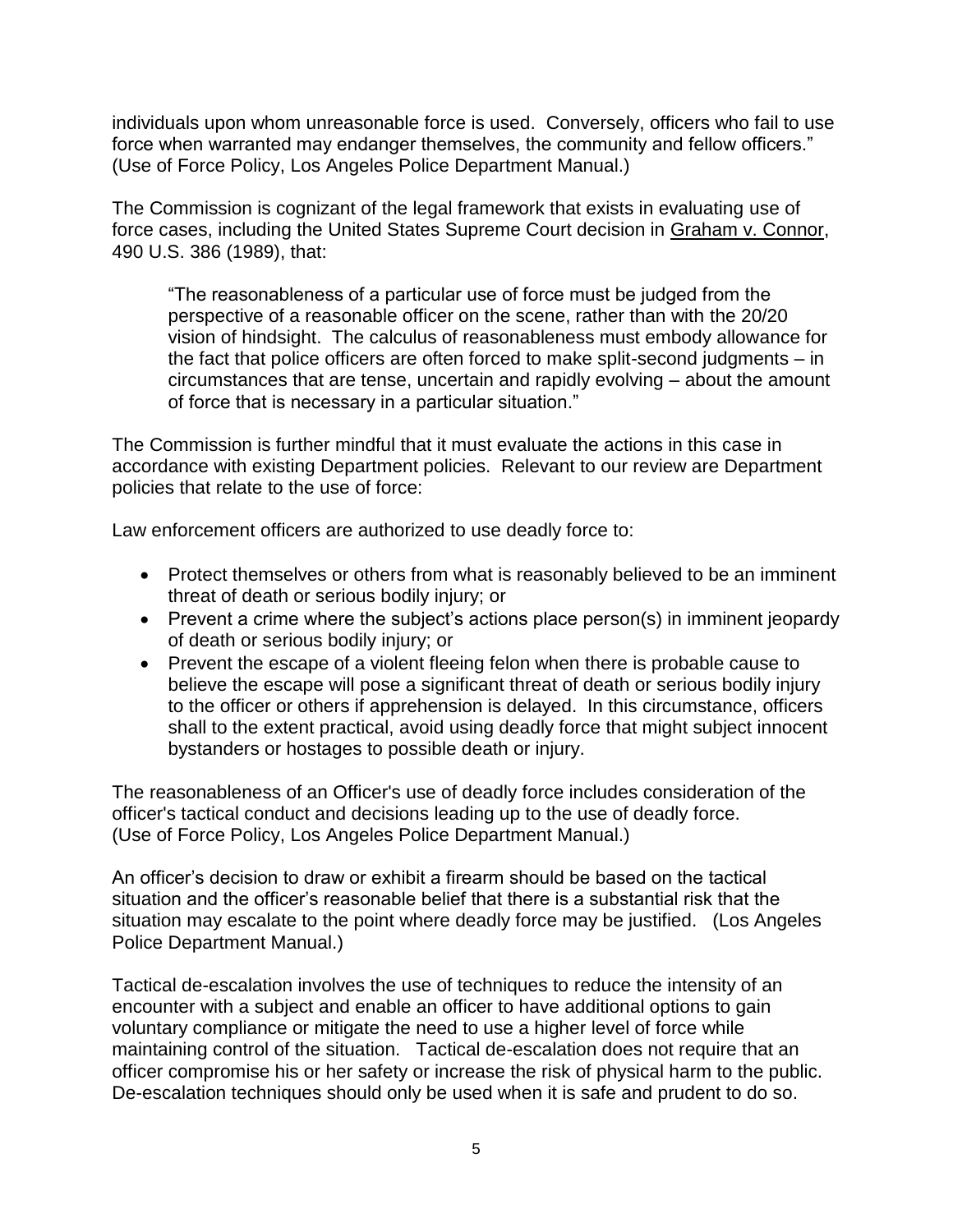individuals upon whom unreasonable force is used. Conversely, officers who fail to use force when warranted may endanger themselves, the community and fellow officers." (Use of Force Policy, Los Angeles Police Department Manual.)

The Commission is cognizant of the legal framework that exists in evaluating use of force cases, including the United States Supreme Court decision in Graham v. Connor, 490 U.S. 386 (1989), that:

> "The reasonableness of a particular use of force must be judged from the perspective of a reasonable officer on the scene, rather than with the 20/20 vision of hindsight. The calculus of reasonableness must embody allowance for the fact that police officers are often forced to make split-second judgments – in circumstances that are tense, uncertain and rapidly evolving – about the amount of force that is necessary in a particular situation."

The Commission is further mindful that it must evaluate the actions in this case in accordance with existing Department policies. Relevant to our review are Department policies that relate to the use of force:

Law enforcement officers are authorized to use deadly force to:

- Protect themselves or others from what is reasonably believed to be an imminent threat of death or serious bodily injury; or
- Prevent a crime where the subject's actions place person(s) in imminent jeopardy of death or serious bodily injury; or
- Prevent the escape of a violent fleeing felon when there is probable cause to believe the escape will pose a significant threat of death or serious bodily injury to the officer or others if apprehension is delayed. In this circumstance, officers shall to the extent practical, avoid using deadly force that might subject innocent bystanders or hostages to possible death or injury.

The reasonableness of an Officer's use of deadly force includes consideration of the officer's tactical conduct and decisions leading up to the use of deadly force. (Use of Force Policy, Los Angeles Police Department Manual.)

An officer's decision to draw or exhibit a firearm should be based on the tactical situation and the officer's reasonable belief that there is a substantial risk that the situation may escalate to the point where deadly force may be justified. (Los Angeles Police Department Manual.)

Tactical de-escalation involves the use of techniques to reduce the intensity of an encounter with a subject and enable an officer to have additional options to gain voluntary compliance or mitigate the need to use a higher level of force while maintaining control of the situation. Tactical de-escalation does not require that an officer compromise his or her safety or increase the risk of physical harm to the public. De-escalation techniques should only be used when it is safe and prudent to do so.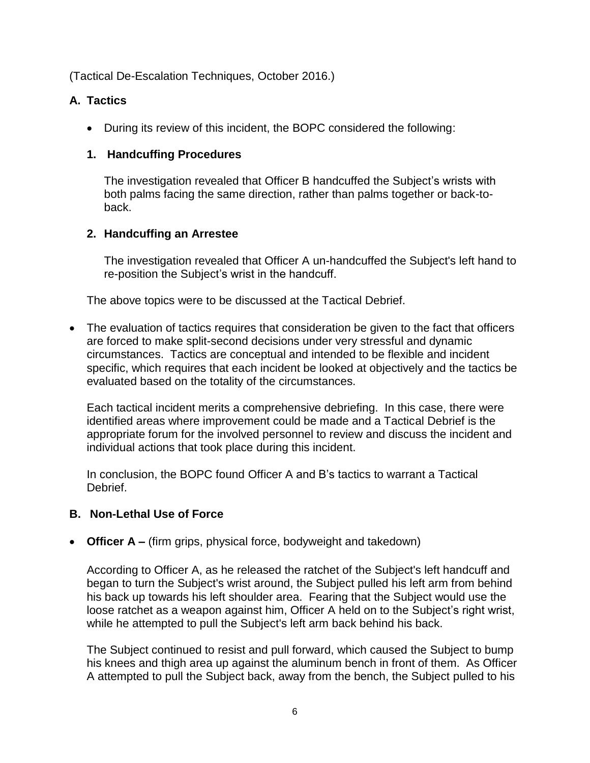(Tactical De-Escalation Techniques, October 2016.)

## A. Tactics

- During its review of this incident, the BOPC considered the following:

### 1. Handcuffing Procedures

The investigation revealed that Officer B handcuffed the Subject's wrists with both palms facing the same direction, rather than palms together or back-to-back.

### 2. Handcuffing an Arrestee

The investigation revealed that Officer A un-handcuffed the Subject's left hand to re-position the Subject's wrist in the handcuff.

The above topics were to be discussed at the Tactical Debrief.

- The evaluation of tactics requires that consideration be given to the fact that officers are forced to make split-second decisions under very stressful and dynamic circumstances. Tactics are conceptual and intended to be flexible and incident specific, which requires that each incident be looked at objectively and the tactics be evaluated based on the totality of the circumstances.

  Each tactical incident merits a comprehensive debriefing. In this case, there were identified areas where improvement could be made and a Tactical Debrief is the appropriate forum for the involved personnel to review and discuss the incident and individual actions that took place during this incident.

  In conclusion, the BOPC found Officer A and B's tactics to warrant a Tactical Debrief.

## B. Non-Lethal Use of Force

- **Officer A –** (firm grips, physical force, bodyweight and takedown)

  According to Officer A, as he released the ratchet of the Subject's left handcuff and began to turn the Subject's wrist around, the Subject pulled his left arm from behind his back up towards his left shoulder area. Fearing that the Subject would use the loose ratchet as a weapon against him, Officer A held on to the Subject's right wrist, while he attempted to pull the Subject's left arm back behind his back.

  The Subject continued to resist and pull forward, which caused the Subject to bump his knees and thigh area up against the aluminum bench in front of them. As Officer A attempted to pull the Subject back, away from the bench, the Subject pulled to his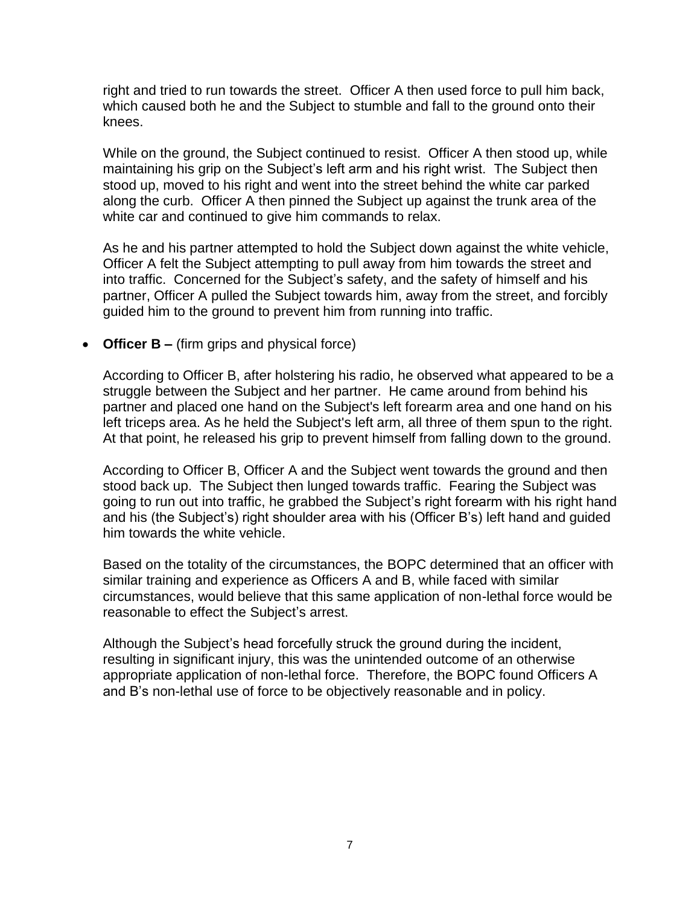right and tried to run towards the street. Officer A then used force to pull him back, which caused both he and the Subject to stumble and fall to the ground onto their knees.

While on the ground, the Subject continued to resist. Officer A then stood up, while maintaining his grip on the Subject's left arm and his right wrist. The Subject then stood up, moved to his right and went into the street behind the white car parked along the curb. Officer A then pinned the Subject up against the trunk area of the white car and continued to give him commands to relax.

As he and his partner attempted to hold the Subject down against the white vehicle, Officer A felt the Subject attempting to pull away from him towards the street and into traffic. Concerned for the Subject's safety, and the safety of himself and his partner, Officer A pulled the Subject towards him, away from the street, and forcibly guided him to the ground to prevent him from running into traffic.

- **Officer B –** (firm grips and physical force)

  According to Officer B, after holstering his radio, he observed what appeared to be a struggle between the Subject and her partner. He came around from behind his partner and placed one hand on the Subject's left forearm area and one hand on his left triceps area. As he held the Subject's left arm, all three of them spun to the right. At that point, he released his grip to prevent himself from falling down to the ground.

  According to Officer B, Officer A and the Subject went towards the ground and then stood back up. The Subject then lunged towards traffic. Fearing the Subject was going to run out into traffic, he grabbed the Subject's right forearm with his right hand and his (the Subject's) right shoulder area with his (Officer B's) left hand and guided him towards the white vehicle.

  Based on the totality of the circumstances, the BOPC determined that an officer with similar training and experience as Officers A and B, while faced with similar circumstances, would believe that this same application of non-lethal force would be reasonable to effect the Subject's arrest.

  Although the Subject's head forcefully struck the ground during the incident, resulting in significant injury, this was the unintended outcome of an otherwise appropriate application of non-lethal force. Therefore, the BOPC found Officers A and B's non-lethal use of force to be objectively reasonable and in policy.